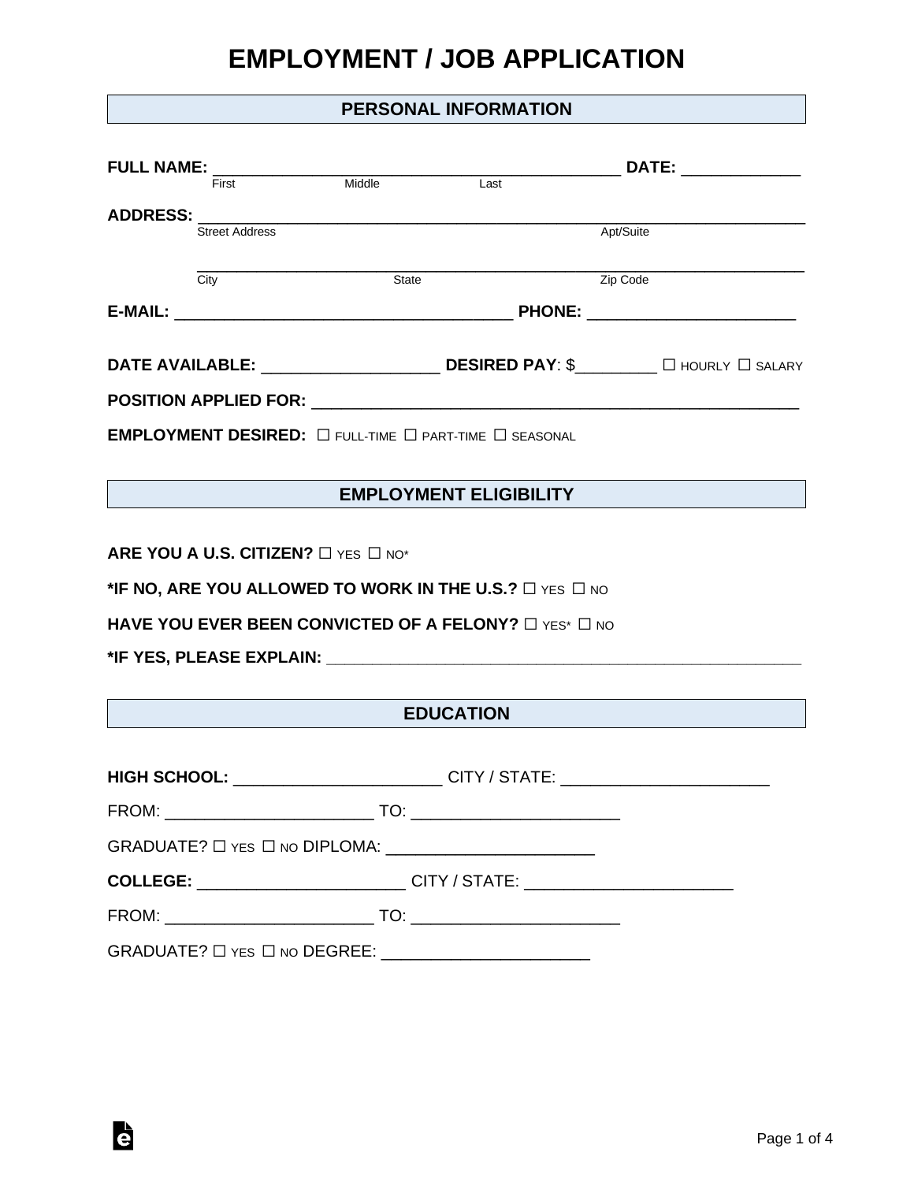# EMPLOYMENT / JOB APPLICATION

## PERSONAL INFORMATION

**FULL NAME:** ___________________________________________ **DATE:** _____________
First Middle Last

**ADDRESS:** ___________________________________________________________________
Street Address Apt/Suite

___________________________________________________________________
City State Zip Code

**E-MAIL:** ____________________________________ **PHONE:** ______________________

**DATE AVAILABLE:** ___________________ **DESIRED PAY**: $_________ ☐ HOURLY ☐ SALARY

**POSITION APPLIED FOR:** _____________________________________________________

**EMPLOYMENT DESIRED:** ☐ FULL-TIME ☐ PART-TIME ☐ SEASONAL

## EMPLOYMENT ELIGIBILITY

**ARE YOU A U.S. CITIZEN?** ☐ YES ☐ NO*

***IF NO, ARE YOU ALLOWED TO WORK IN THE U.S.?** ☐ YES ☐ NO

**HAVE YOU EVER BEEN CONVICTED OF A FELONY?** ☐ YES* ☐ NO

***IF YES, PLEASE EXPLAIN:** ________________________________________________________

## EDUCATION

**HIGH SCHOOL:** ______________________ CITY / STATE: ______________________

FROM: ______________________ TO: ______________________

GRADUATE? ☐ YES ☐ NO DIPLOMA: ______________________

**COLLEGE:** ______________________ CITY / STATE: ______________________

FROM: ______________________ TO: ______________________

GRADUATE? ☐ YES ☐ NO DEGREE: ______________________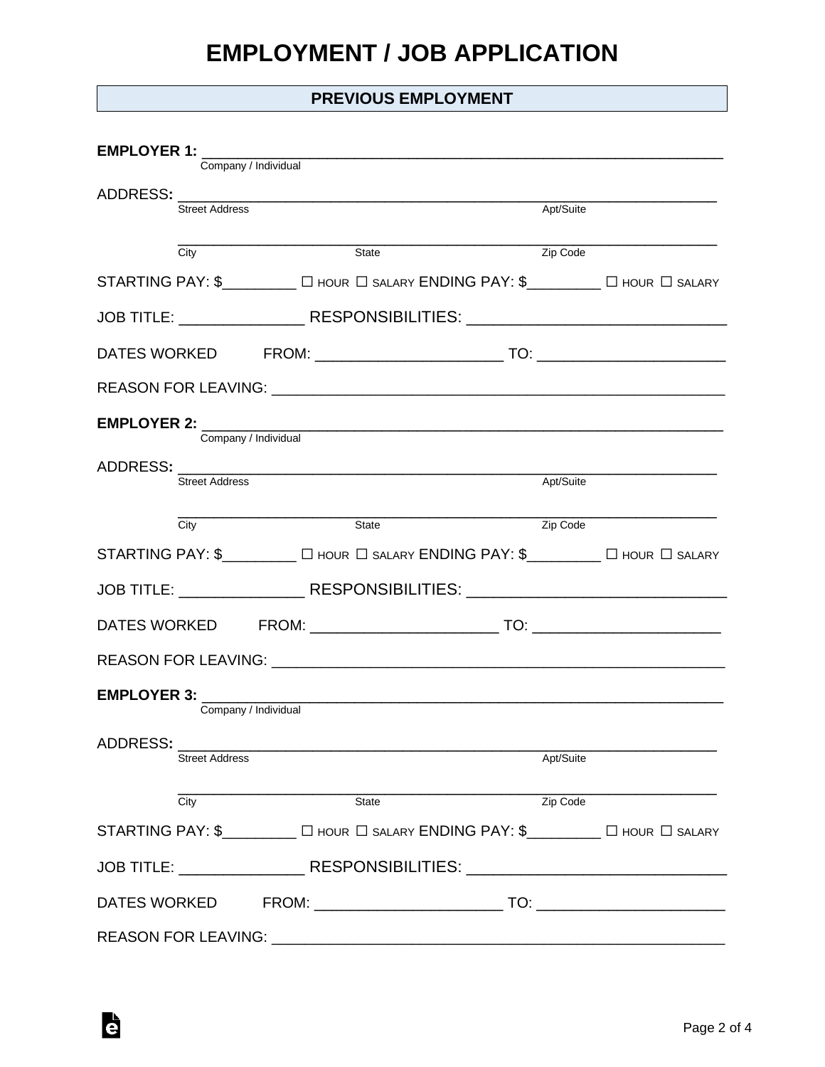# EMPLOYMENT / JOB APPLICATION

## PREVIOUS EMPLOYMENT

**EMPLOYER 1:** ____________________________________________________________
Company / Individual

ADDRESS: ____________________________________________________________
Street Address Apt/Suite

____________________________________________________________
City State Zip Code

STARTING PAY: $_________ ☐ HOUR ☐ SALARY ENDING PAY: $_________ ☐ HOUR ☐ SALARY

JOB TITLE: ______________ RESPONSIBILITIES: _____________________________

DATES WORKED FROM: ______________________ TO: ______________________

REASON FOR LEAVING: ______________________________________________________

**EMPLOYER 2:** ____________________________________________________________
Company / Individual

ADDRESS: ____________________________________________________________
Street Address Apt/Suite

____________________________________________________________
City State Zip Code

STARTING PAY: $_________ ☐ HOUR ☐ SALARY ENDING PAY: $_________ ☐ HOUR ☐ SALARY

JOB TITLE: ______________ RESPONSIBILITIES: _____________________________

DATES WORKED FROM: ______________________ TO: ______________________

REASON FOR LEAVING: ______________________________________________________

**EMPLOYER 3:** ____________________________________________________________
Company / Individual

ADDRESS: ____________________________________________________________
Street Address Apt/Suite

____________________________________________________________
City State Zip Code

STARTING PAY: $_________ ☐ HOUR ☐ SALARY ENDING PAY: $_________ ☐ HOUR ☐ SALARY

JOB TITLE: ______________ RESPONSIBILITIES: _____________________________

DATES WORKED FROM: ______________________ TO: ______________________

REASON FOR LEAVING: ______________________________________________________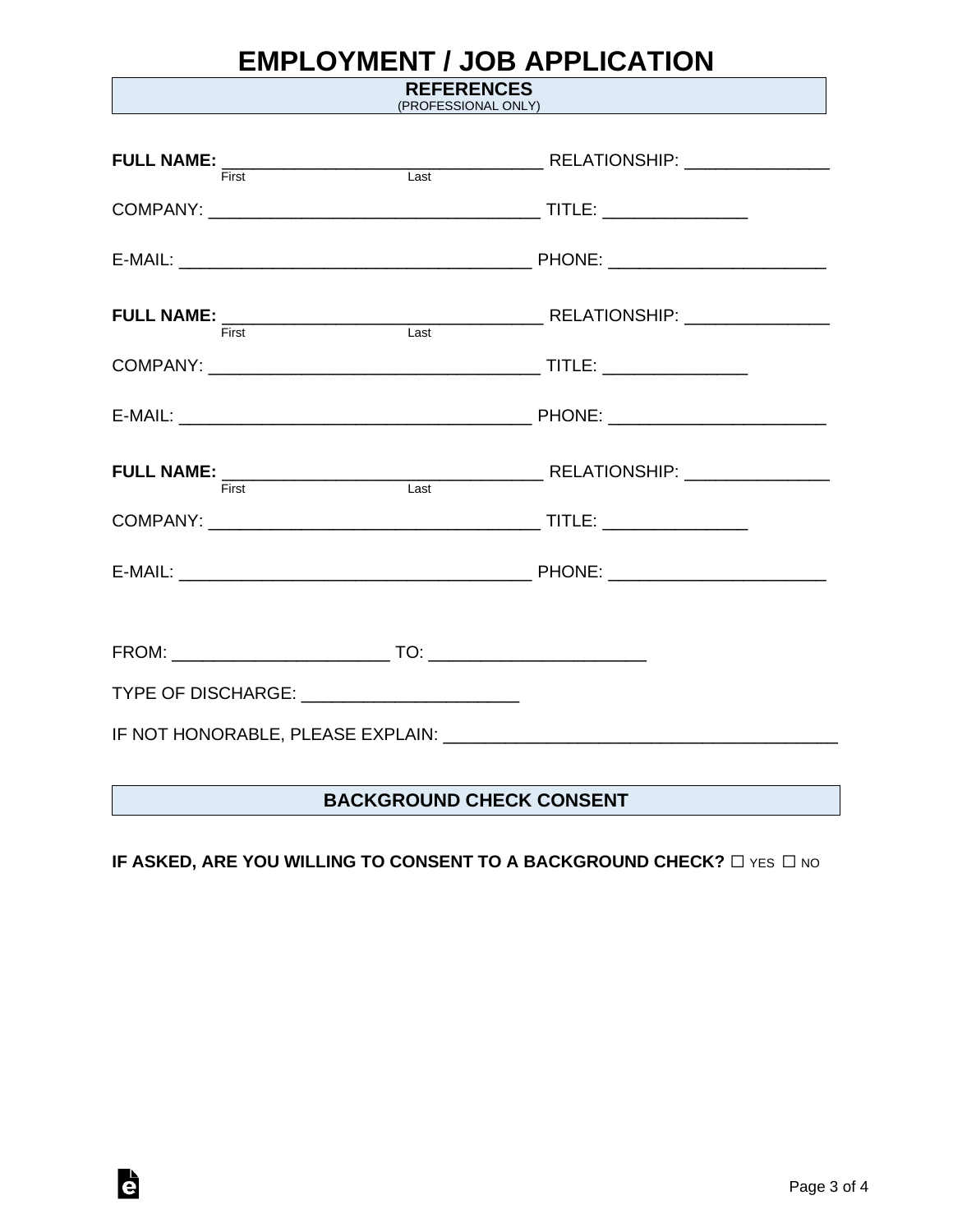# EMPLOYMENT / JOB APPLICATION

## REFERENCES
(PROFESSIONAL ONLY)

**FULL NAME:** ________________________________ RELATIONSHIP: _______________
First Last

COMPANY: __________________________________ TITLE: _______________

E-MAIL: ____________________________________ PHONE: ______________________

**FULL NAME:** ________________________________ RELATIONSHIP: _______________
First Last

COMPANY: __________________________________ TITLE: _______________

E-MAIL: ____________________________________ PHONE: ______________________

**FULL NAME:** ________________________________ RELATIONSHIP: _______________
First Last

COMPANY: __________________________________ TITLE: _______________

E-MAIL: ____________________________________ PHONE: ______________________

FROM: ______________________ TO: ______________________

TYPE OF DISCHARGE: ______________________

IF NOT HONORABLE, PLEASE EXPLAIN: ________________________________________

## BACKGROUND CHECK CONSENT

**IF ASKED, ARE YOU WILLING TO CONSENT TO A BACKGROUND CHECK?** ☐ YES ☐ NO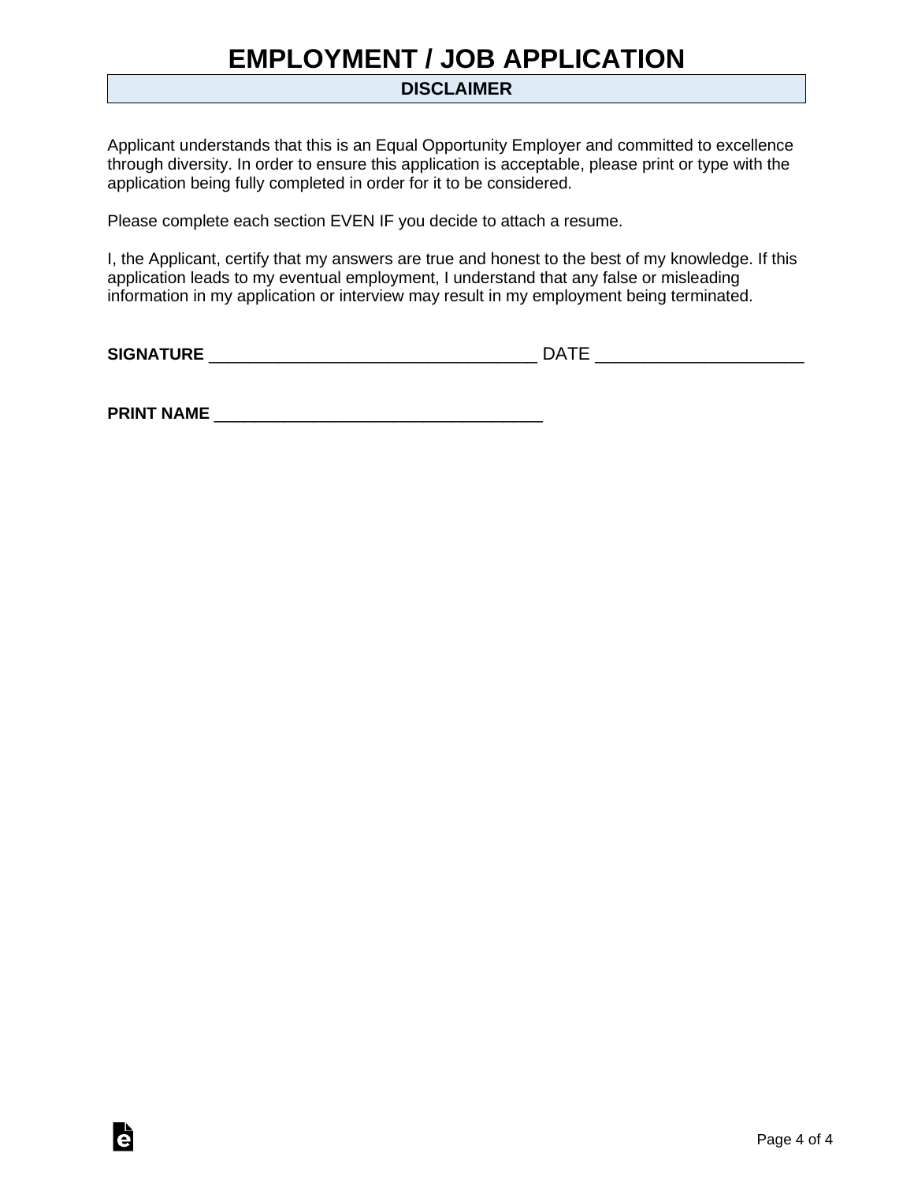# EMPLOYMENT / JOB APPLICATION

## DISCLAIMER

Applicant understands that this is an Equal Opportunity Employer and committed to excellence through diversity. In order to ensure this application is acceptable, please print or type with the application being fully completed in order for it to be considered.

Please complete each section EVEN IF you decide to attach a resume.

I, the Applicant, certify that my answers are true and honest to the best of my knowledge. If this application leads to my eventual employment, I understand that any false or misleading information in my application or interview may result in my employment being terminated.

**SIGNATURE** ___________________________________ DATE _____________________

**PRINT NAME** ___________________________________